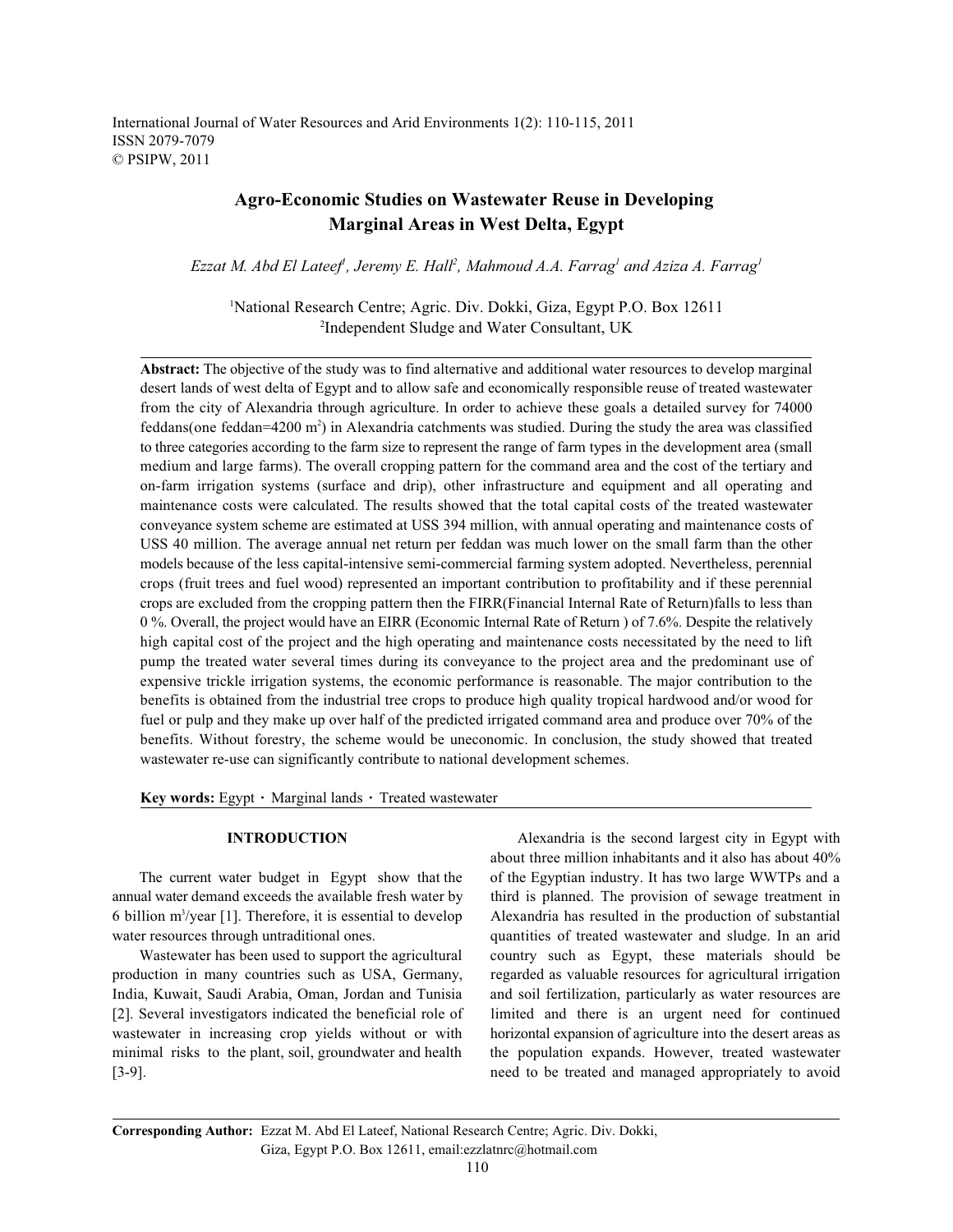# Agro-Economic Studies on Wastewater Reuse in Developing Marginal Areas in West Delta, Egypt

*Ezzat M. Abd El Lateef[1], Jeremy E. Hall[2], Mahmoud A.A. Farrag[1] and Aziza A. Farrag[1]*

[1]National Research Centre; Agric. Div. Dokki, Giza, Egypt P.O. Box 12611
[2]Independent Sludge and Water Consultant, UK

**Abstract:** The objective of the study was to find alternative and additional water resources to develop marginal desert lands of west delta of Egypt and to allow safe and economically responsible reuse of treated wastewater from the city of Alexandria through agriculture. In order to achieve these goals a detailed survey for 74000 feddans(one feddan=4200 $m^2$) in Alexandria catchments was studied. During the study the area was classified to three categories according to the farm size to represent the range of farm types in the development area (small medium and large farms). The overall cropping pattern for the command area and the cost of the tertiary and on-farm irrigation systems (surface and drip), other infrastructure and equipment and all operating and maintenance costs were calculated. The results showed that the total capital costs of the treated wastewater conveyance system scheme are estimated at USS 394 million, with annual operating and maintenance costs of USS 40 million. The average annual net return per feddan was much lower on the small farm than the other models because of the less capital-intensive semi-commercial farming system adopted. Nevertheless, perennial crops (fruit trees and fuel wood) represented an important contribution to profitability and if these perennial crops are excluded from the cropping pattern then the FIRR(Financial Internal Rate of Return)falls to less than 0 %. Overall, the project would have an EIRR (Economic Internal Rate of Return ) of 7.6%. Despite the relatively high capital cost of the project and the high operating and maintenance costs necessitated by the need to lift pump the treated water several times during its conveyance to the project area and the predominant use of expensive trickle irrigation systems, the economic performance is reasonable. The major contribution to the benefits is obtained from the industrial tree crops to produce high quality tropical hardwood and/or wood for fuel or pulp and they make up over half of the predicted irrigated command area and produce over 70% of the benefits. Without forestry, the scheme would be uneconomic. In conclusion, the study showed that treated wastewater re-use can significantly contribute to national development schemes.

**Key words:** Egypt · Marginal lands · Treated wastewater

## INTRODUCTION

The current water budget in Egypt show that the annual water demand exceeds the available fresh water by 6 billion $m^3$/year [1]. Therefore, it is essential to develop water resources through untraditional ones.

Wastewater has been used to support the agricultural production in many countries such as USA, Germany, India, Kuwait, Saudi Arabia, Oman, Jordan and Tunisia [2]. Several investigators indicated the beneficial role of wastewater in increasing crop yields without or with minimal risks to the plant, soil, groundwater and health [3-9].

Alexandria is the second largest city in Egypt with about three million inhabitants and it also has about 40% of the Egyptian industry. It has two large WWTPs and a third is planned. The provision of sewage treatment in Alexandria has resulted in the production of substantial quantities of treated wastewater and sludge. In an arid country such as Egypt, these materials should be regarded as valuable resources for agricultural irrigation and soil fertilization, particularly as water resources are limited and there is an urgent need for continued horizontal expansion of agriculture into the desert areas as the population expands. However, treated wastewater need to be treated and managed appropriately to avoid

**Corresponding Author:** Ezzat M. Abd El Lateef, National Research Centre; Agric. Div. Dokki, Giza, Egypt P.O. Box 12611, email:ezzlatnrc@hotmail.com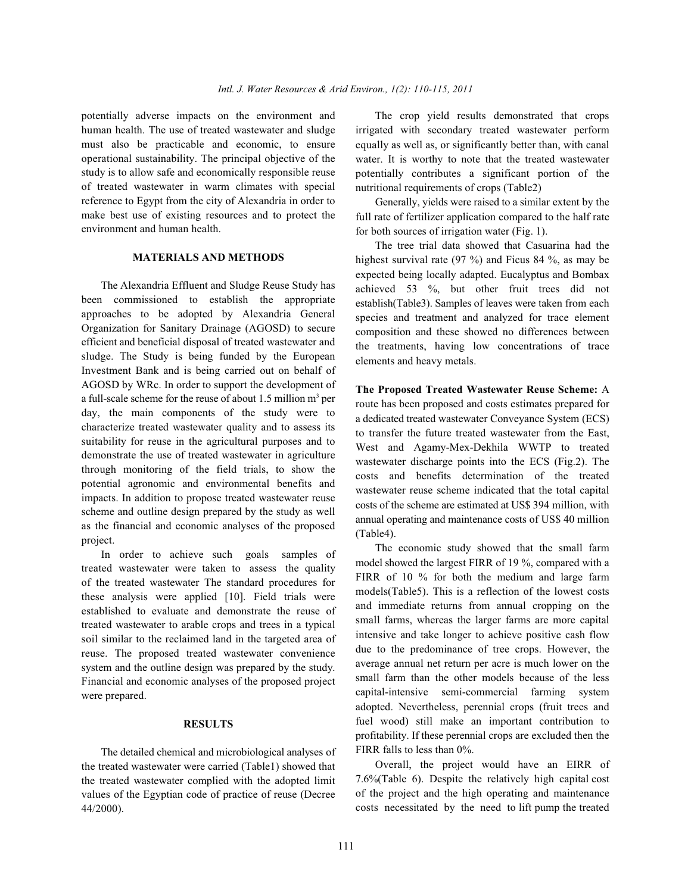potentially adverse impacts on the environment and human health. The use of treated wastewater and sludge must also be practicable and economic, to ensure operational sustainability. The principal objective of the study is to allow safe and economically responsible reuse of treated wastewater in warm climates with special reference to Egypt from the city of Alexandria in order to make best use of existing resources and to protect the environment and human health.

## MATERIALS AND METHODS

The Alexandria Effluent and Sludge Reuse Study has been commissioned to establish the appropriate approaches to be adopted by Alexandria General Organization for Sanitary Drainage (AGOSD) to secure efficient and beneficial disposal of treated wastewater and sludge. The Study is being funded by the European Investment Bank and is being carried out on behalf of AGOSD by WRc. In order to support the development of a full-scale scheme for the reuse of about 1.5 million $m^3$ per day, the main components of the study were to characterize treated wastewater quality and to assess its suitability for reuse in the agricultural purposes and to demonstrate the use of treated wastewater in agriculture through monitoring of the field trials, to show the potential agronomic and environmental benefits and impacts. In addition to propose treated wastewater reuse scheme and outline design prepared by the study as well as the financial and economic analyses of the proposed project.

In order to achieve such goals samples of treated wastewater were taken to assess the quality of the treated wastewater The standard procedures for these analysis were applied [10]. Field trials were established to evaluate and demonstrate the reuse of treated wastewater to arable crops and trees in a typical soil similar to the reclaimed land in the targeted area of reuse. The proposed treated wastewater convenience system and the outline design was prepared by the study. Financial and economic analyses of the proposed project were prepared.

## RESULTS

The detailed chemical and microbiological analyses of the treated wastewater were carried (Table1) showed that the treated wastewater complied with the adopted limit values of the Egyptian code of practice of reuse (Decree 44/2000).

The crop yield results demonstrated that crops irrigated with secondary treated wastewater perform equally as well as, or significantly better than, with canal water. It is worthy to note that the treated wastewater potentially contributes a significant portion of the nutritional requirements of crops (Table2)

Generally, yields were raised to a similar extent by the full rate of fertilizer application compared to the half rate for both sources of irrigation water (Fig. 1).

The tree trial data showed that Casuarina had the highest survival rate (97 %) and Ficus 84 %, as may be expected being locally adapted. Eucalyptus and Bombax achieved 53 %, but other fruit trees did not establish(Table3). Samples of leaves were taken from each species and treatment and analyzed for trace element composition and these showed no differences between the treatments, having low concentrations of trace elements and heavy metals.

**The Proposed Treated Wastewater Reuse Scheme:** A route has been proposed and costs estimates prepared for a dedicated treated wastewater Conveyance System (ECS) to transfer the future treated wastewater from the East, West and Agamy-Mex-Dekhila WWTP to treated wastewater discharge points into the ECS (Fig.2). The costs and benefits determination of the treated wastewater reuse scheme indicated that the total capital costs of the scheme are estimated at US$ 394 million, with annual operating and maintenance costs of US$ 40 million (Table4).

The economic study showed that the small farm model showed the largest FIRR of 19 %, compared with a FIRR of 10 % for both the medium and large farm models(Table5). This is a reflection of the lowest costs and immediate returns from annual cropping on the small farms, whereas the larger farms are more capital intensive and take longer to achieve positive cash flow due to the predominance of tree crops. However, the average annual net return per acre is much lower on the small farm than the other models because of the less capital-intensive semi-commercial farming system adopted. Nevertheless, perennial crops (fruit trees and fuel wood) still make an important contribution to profitability. If these perennial crops are excluded then the FIRR falls to less than 0%.

Overall, the project would have an EIRR of 7.6%(Table 6). Despite the relatively high capital cost of the project and the high operating and maintenance costs necessitated by the need to lift pump the treated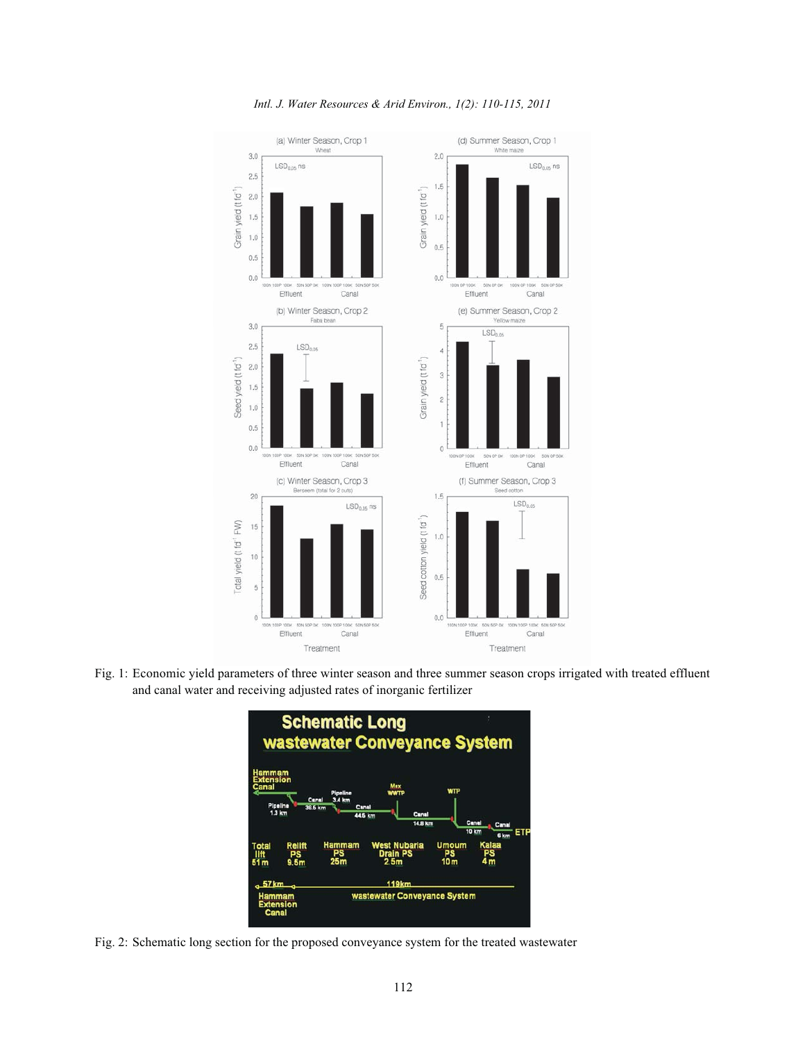Fig. 1: Economic yield parameters of three winter season and three summer season crops irrigated with treated effluent and canal water and receiving adjusted rates of inorganic fertilizer

Fig. 2: Schematic long section for the proposed conveyance system for the treated wastewater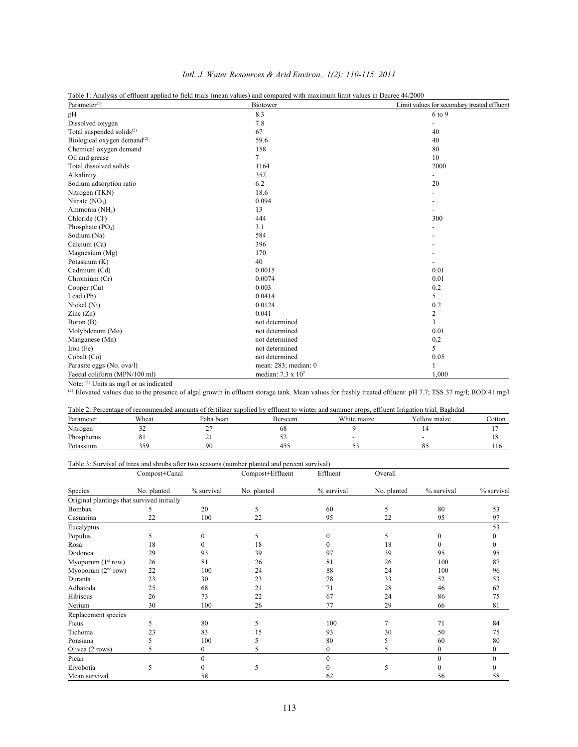Table 1: Analysis of effluent applied to field trials (mean values) and compared with maximum limit values in Decree 44/2000

| Parameter[(1)] | Biotower | Limit values for secondary treated effluent |
|---|---|---|
| pH | 8.3 | 6 to 9 |
| Dissolved oxygen | 7.8 | - |
| Total suspended solids[(2)] | 67 | 40 |
| Biological oxygen demand[(2)] | 59.6 | 40 |
| Chemical oxygen demand | 158 | 80 |
| Oil and grease | 7 | 10 |
| Total dissolved solids | 1164 | 2000 |
| Alkalinity | 352 | - |
| Sodium adsorption ratio | 6.2 | 20 |
| Nitrogen (TKN) | 18.6 | - |
| Nitrate ($NO_3$) | 0.094 | - |
| Ammonia ($NH_3$) | 13 | - |
| Chloride ($Cl^-$) | 444 | 300 |
| Phosphate ($PO_4$) | 3.1 | - |
| Sodium (Na) | 584 | - |
| Calcium (Ca) | 396 | - |
| Magnesium (Mg) | 170 | - |
| Potassium (K) | 40 | - |
| Cadmium (Cd) | 0.0015 | 0.01 |
| Chromium (Cr) | 0.0074 | 0.01 |
| Copper (Cu) | 0.003 | 0.2 |
| Lead (Pb) | 0.0414 | 5 |
| Nickel (Ni) | 0.0124 | 0.2 |
| Zinc (Zn) | 0.041 | 2 |
| Boron (B) | not determined | 3 |
| Molybdenum (Mo) | not determined | 0.01 |
| Manganese (Mn) | not determined | 0.2 |
| Iron (Fe) | not determined | 5 |
| Cobalt (Co) | not determined | 0.05 |
| Parasite eggs (No. ova/l) | mean: 283; median: 0 | 1 |
| Faecal coliform (MPN/100 ml) | median: $7.3 \times 10^7$ | 1,000 |

Note: [(1)] Units as mg/l or as indicated

[(2)] Elevated values due to the presence of algal growth in effluent storage tank. Mean values for freshly treated effluent: pH 7.7; TSS 37 mg/l; BOD 41 mg/l

Table 2: Percentage of recommended amounts of fertilizer supplied by effluent to winter and summer crops, effluent Irrigation trial, Baghdad

| Parameter | Wheat | Faba bean | Berseem | White maize | Yellow maize | Cotton |
|---|---|---|---|---|---|---|
| Nitrogen | 32 | 27 | 68 | 9 | 14 | 17 |
| Phosphorus | 81 | 21 | 52 | - | - | 18 |
| Potassium | 359 | 90 | 455 | 53 | 85 | 116 |

Table 3: Survival of trees and shrubs after two seasons (number planted and percent survival)

| | Compost+Canal | | Compost+Effluent | Effluent | Overall | | |
|---|---|---|---|---|---|---|---|
| Species | No. planted | % survival | No. planted | % survival | No. planted | % survival | % survival |
| Original plantings that survived initially | | | | | | | |
| Bombax | 5 | 20 | 5 | 60 | 5 | 80 | 53 |
| Casuarina | 22 | 100 | 22 | 95 | 22 | 95 | 97 |
| Eucalyptus | | | | | | | 53 |
| Populus | 5 | 0 | 5 | 0 | 5 | 0 | 0 |
| Rosa | 18 | 0 | 18 | 0 | 18 | 0 | 0 |
| Dodonea | 29 | 93 | 39 | 97 | 39 | 95 | 95 |
| Myoporum (1[st] row) | 26 | 81 | 26 | 81 | 26 | 100 | 87 |
| Myoporum (2[nd] row) | 22 | 100 | 24 | 88 | 24 | 100 | 96 |
| Duranta | 23 | 30 | 23 | 78 | 33 | 52 | 53 |
| Adhatoda | 25 | 68 | 21 | 71 | 28 | 46 | 62 |
| Hibiscus | 26 | 73 | 22 | 67 | 24 | 86 | 75 |
| Nerium | 30 | 100 | 26 | 77 | 29 | 66 | 81 |
| Replacement species | | | | | | | |
| Ficus | 5 | 80 | 5 | 100 | 7 | 71 | 84 |
| Tichoma | 23 | 83 | 15 | 93 | 30 | 50 | 75 |
| Ponsiana | 5 | 100 | 5 | 80 | 5 | 60 | 80 |
| Olivea (2 rows) | 5 | 0 | 5 | 0 | 5 | 0 | 0 |
| Pican | | 0 | | 0 | | 0 | 0 |
| Eryobotia | 5 | 0 | 5 | 0 | 5 | 0 | 0 |
| Mean survival | | 58 | | 62 | | 56 | 58 |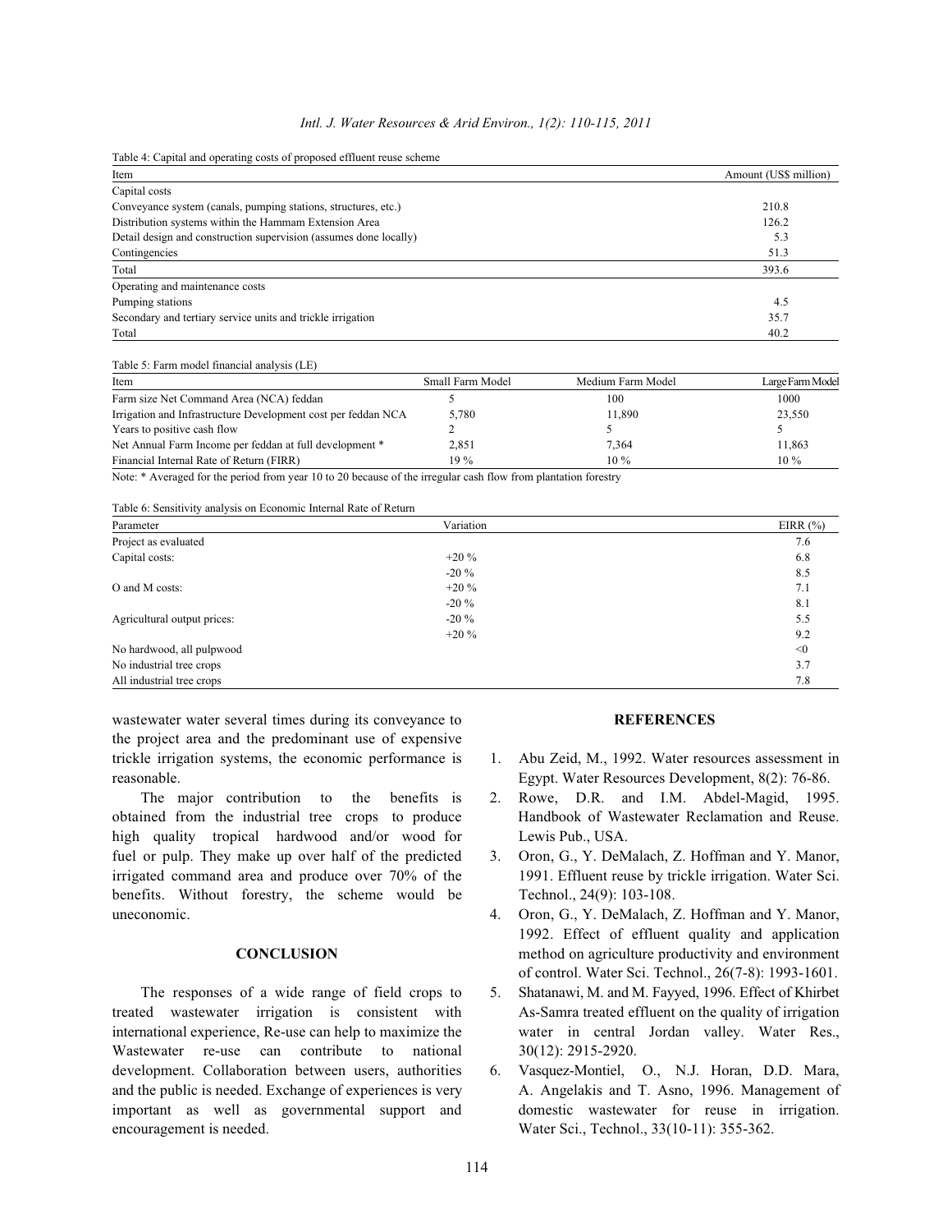Table 4: Capital and operating costs of proposed effluent reuse scheme

| Item | Amount (US$ million) |
|---|---|
| Capital costs | |
| Conveyance system (canals, pumping stations, structures, etc.) | 210.8 |
| Distribution systems within the Hammam Extension Area | 126.2 |
| Detail design and construction supervision (assumes done locally) | 5.3 |
| Contingencies | 51.3 |
| Total | 393.6 |
| Operating and maintenance costs | |
| Pumping stations | 4.5 |
| Secondary and tertiary service units and trickle irrigation | 35.7 |
| Total | 40.2 |

Table 5: Farm model financial analysis (LE)

| Item | Small Farm Model | Medium Farm Model | Large Farm Model |
|---|---|---|---|
| Farm size Net Command Area (NCA) feddan | 5 | 100 | 1000 |
| Irrigation and Infrastructure Development cost per feddan NCA | 5,780 | 11,890 | 23,550 |
| Years to positive cash flow | 2 | 5 | 5 |
| Net Annual Farm Income per feddan at full development * | 2,851 | 7,364 | 11,863 |
| Financial Internal Rate of Return (FIRR) | 19 % | 10 % | 10 % |

Note: * Averaged for the period from year 10 to 20 because of the irregular cash flow from plantation forestry

Table 6: Sensitivity analysis on Economic Internal Rate of Return

| Parameter | Variation | EIRR (%) |
|---|---|---|
| Project as evaluated | | 7.6 |
| Capital costs: | +20 % | 6.8 |
| | -20 % | 8.5 |
| O and M costs: | +20 % | 7.1 |
| | -20 % | 8.1 |
| Agricultural output prices: | -20 % | 5.5 |
| | +20 % | 9.2 |
| No hardwood, all pulpwood | | <0 |
| No industrial tree crops | | 3.7 |
| All industrial tree crops | | 7.8 |

wastewater water several times during its conveyance to the project area and the predominant use of expensive trickle irrigation systems, the economic performance is reasonable.

The major contribution to the benefits is obtained from the industrial tree crops to produce high quality tropical hardwood and/or wood for fuel or pulp. They make up over half of the predicted irrigated command area and produce over 70% of the benefits. Without forestry, the scheme would be uneconomic.

## CONCLUSION

The responses of a wide range of field crops to treated wastewater irrigation is consistent with international experience, Re-use can help to maximize the Wastewater re-use can contribute to national development. Collaboration between users, authorities and the public is needed. Exchange of experiences is very important as well as governmental support and encouragement is needed.

## REFERENCES

1. Abu Zeid, M., 1992. Water resources assessment in Egypt. Water Resources Development, 8(2): 76-86.
2. Rowe, D.R. and I.M. Abdel-Magid, 1995. Handbook of Wastewater Reclamation and Reuse. Lewis Pub., USA.
3. Oron, G., Y. DeMalach, Z. Hoffman and Y. Manor, 1991. Effluent reuse by trickle irrigation. Water Sci. Technol., 24(9): 103-108.
4. Oron, G., Y. DeMalach, Z. Hoffman and Y. Manor, 1992. Effect of effluent quality and application method on agriculture productivity and environment of control. Water Sci. Technol., 26(7-8): 1993-1601.
5. Shatanawi, M. and M. Fayyed, 1996. Effect of Khirbet As-Samra treated effluent on the quality of irrigation water in central Jordan valley. Water Res., 30(12): 2915-2920.
6. Vasquez-Montiel, O., N.J. Horan, D.D. Mara, A. Angelakis and T. Asno, 1996. Management of domestic wastewater for reuse in irrigation. Water Sci., Technol., 33(10-11): 355-362.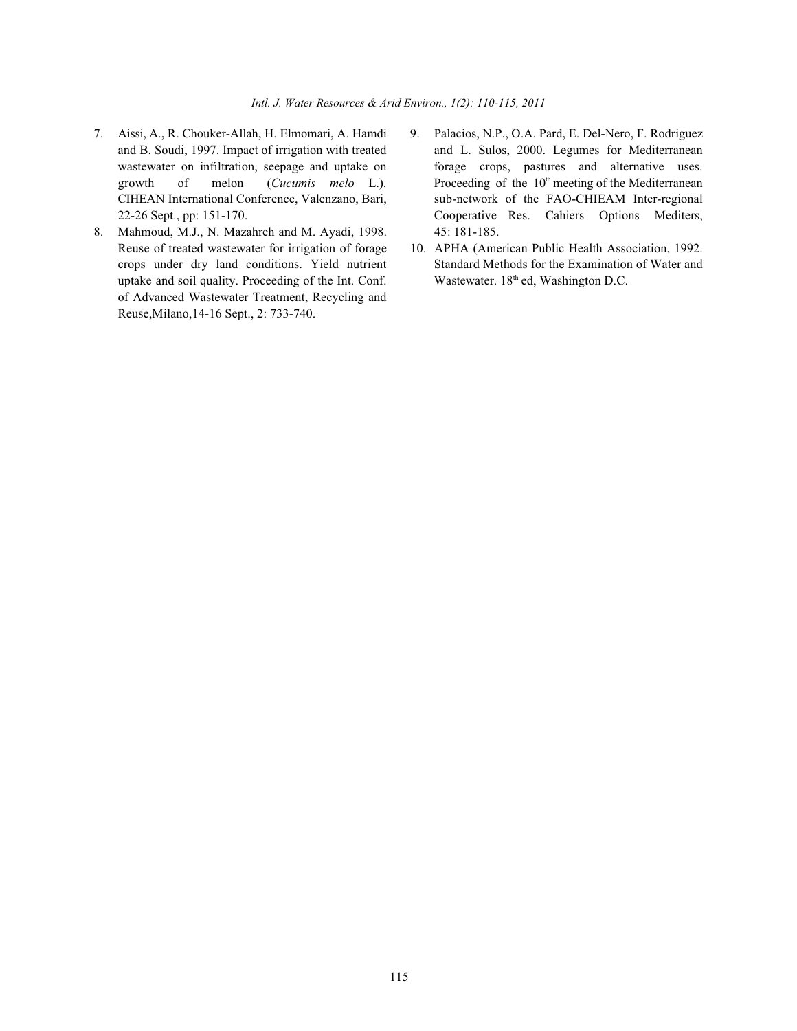7. Aissi, A., R. Chouker-Allah, H. Elmomari, A. Hamdi and B. Soudi, 1997. Impact of irrigation with treated wastewater on infiltration, seepage and uptake on growth of melon (*Cucumis melo* L.). CIHEAN International Conference, Valenzano, Bari, 22-26 Sept., pp: 151-170.
8. Mahmoud, M.J., N. Mazahreh and M. Ayadi, 1998. Reuse of treated wastewater for irrigation of forage crops under dry land conditions. Yield nutrient uptake and soil quality. Proceeding of the Int. Conf. of Advanced Wastewater Treatment, Recycling and Reuse,Milano,14-16 Sept., 2: 733-740.
9. Palacios, N.P., O.A. Pard, E. Del-Nero, F. Rodriguez and L. Sulos, 2000. Legumes for Mediterranean forage crops, pastures and alternative uses. Proceeding of the 10th meeting of the Mediterranean sub-network of the FAO-CHIEAM Inter-regional Cooperative Res. Cahiers Options Mediters, 45: 181-185.
10. APHA (American Public Health Association, 1992. Standard Methods for the Examination of Water and Wastewater. 18th ed, Washington D.C.